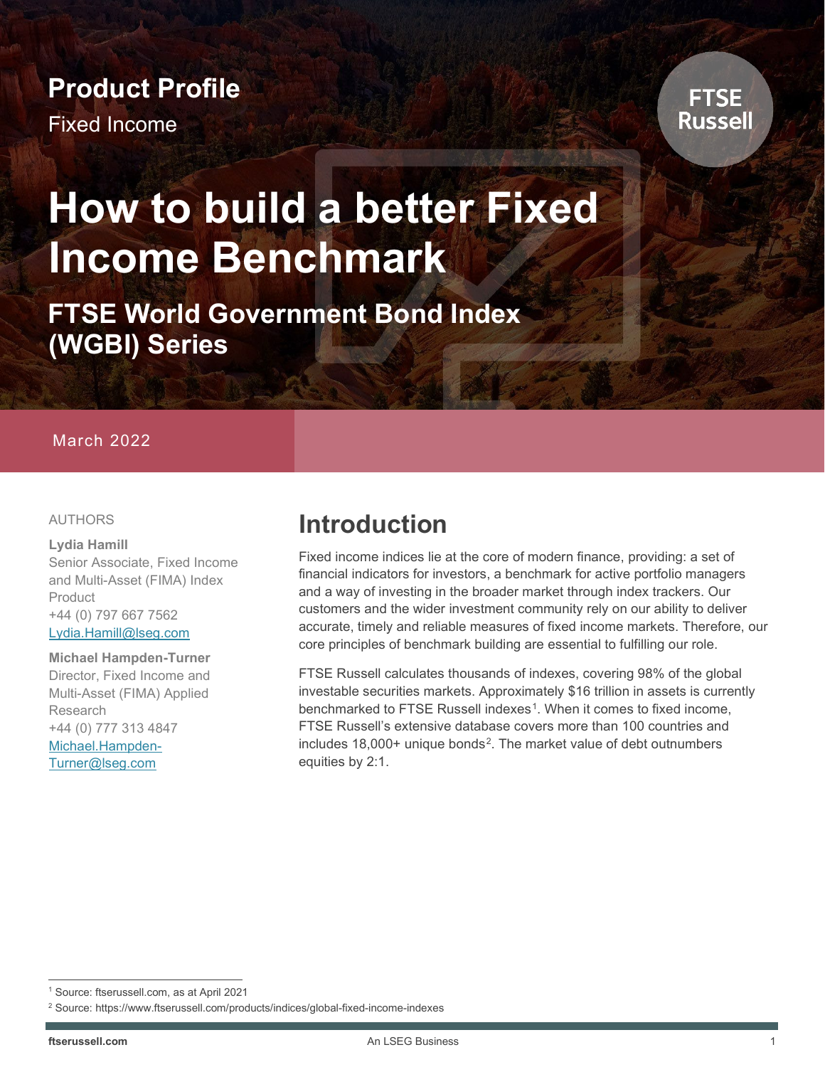**Product Profile**

Fixed Income

FTSE Russell

# How to build a better Fixed Income Benchmark

## FTSE World Government Bond Index (WGBI) Series

March 2022

AUTHORS

**Lydia Hamill**
Senior Associate, Fixed Income and Multi-Asset (FIMA) Index Product
+44 (0) 797 667 7562
Lydia.Hamill@lseg.com

**Michael Hampden-Turner**
Director, Fixed Income and Multi-Asset (FIMA) Applied Research
+44 (0) 777 313 4847
Michael.Hampden-Turner@lseg.com

## Introduction

Fixed income indices lie at the core of modern finance, providing: a set of financial indicators for investors, a benchmark for active portfolio managers and a way of investing in the broader market through index trackers. Our customers and the wider investment community rely on our ability to deliver accurate, timely and reliable measures of fixed income markets. Therefore, our core principles of benchmark building are essential to fulfilling our role.

FTSE Russell calculates thousands of indexes, covering 98% of the global investable securities markets. Approximately $16 trillion in assets is currently benchmarked to FTSE Russell indexes[1]. When it comes to fixed income, FTSE Russell's extensive database covers more than 100 countries and includes 18,000+ unique bonds[2]. The market value of debt outnumbers equities by 2:1.

[1] Source: ftserussell.com, as at April 2021

[2] Source: https://www.ftserussell.com/products/indices/global-fixed-income-indexes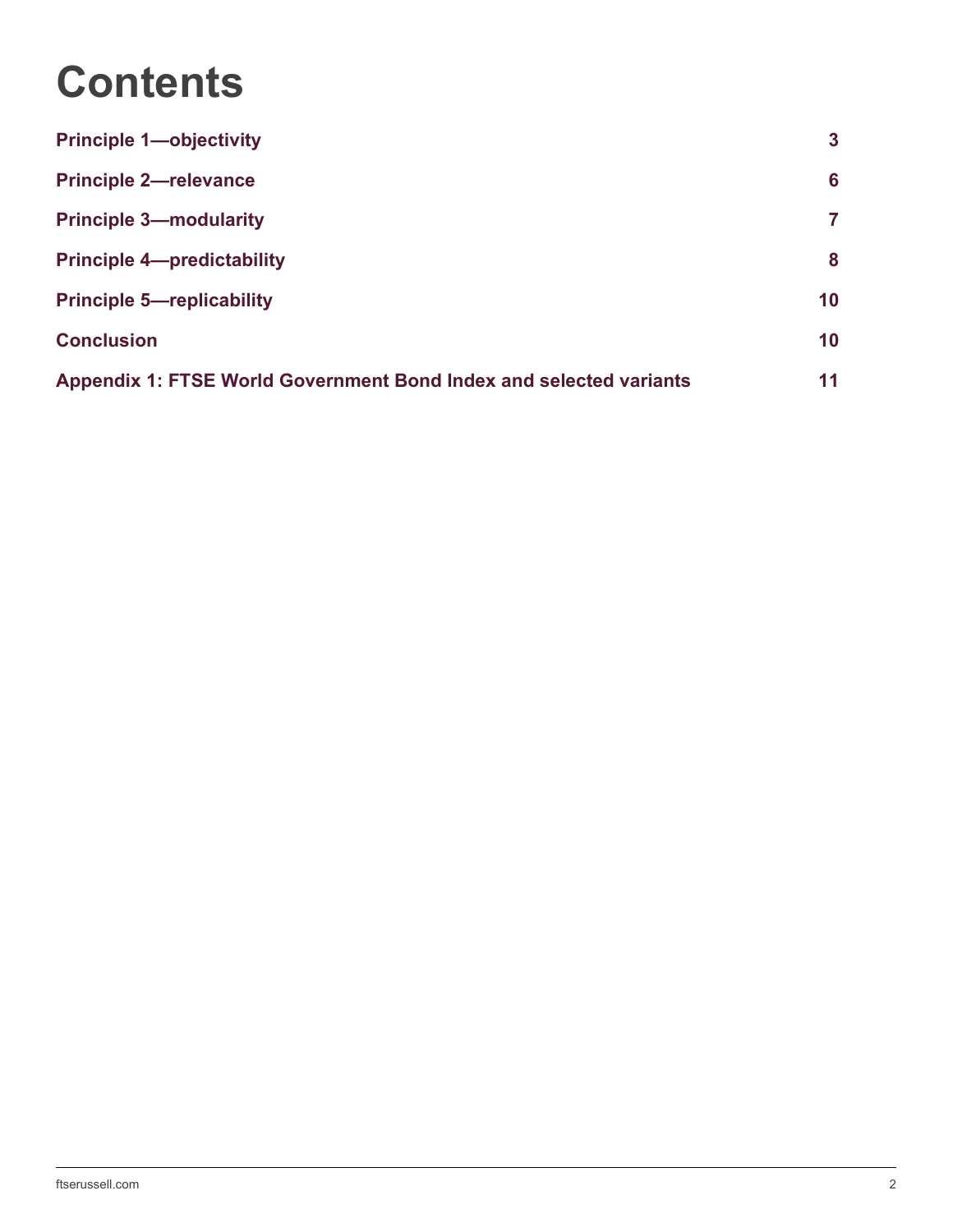# Contents

| | |
|---|---|
| **Principle 1—objectivity** | **3** |
| **Principle 2—relevance** | **6** |
| **Principle 3—modularity** | **7** |
| **Principle 4—predictability** | **8** |
| **Principle 5—replicability** | **10** |
| **Conclusion** | **10** |
| **Appendix 1: FTSE World Government Bond Index and selected variants** | **11** |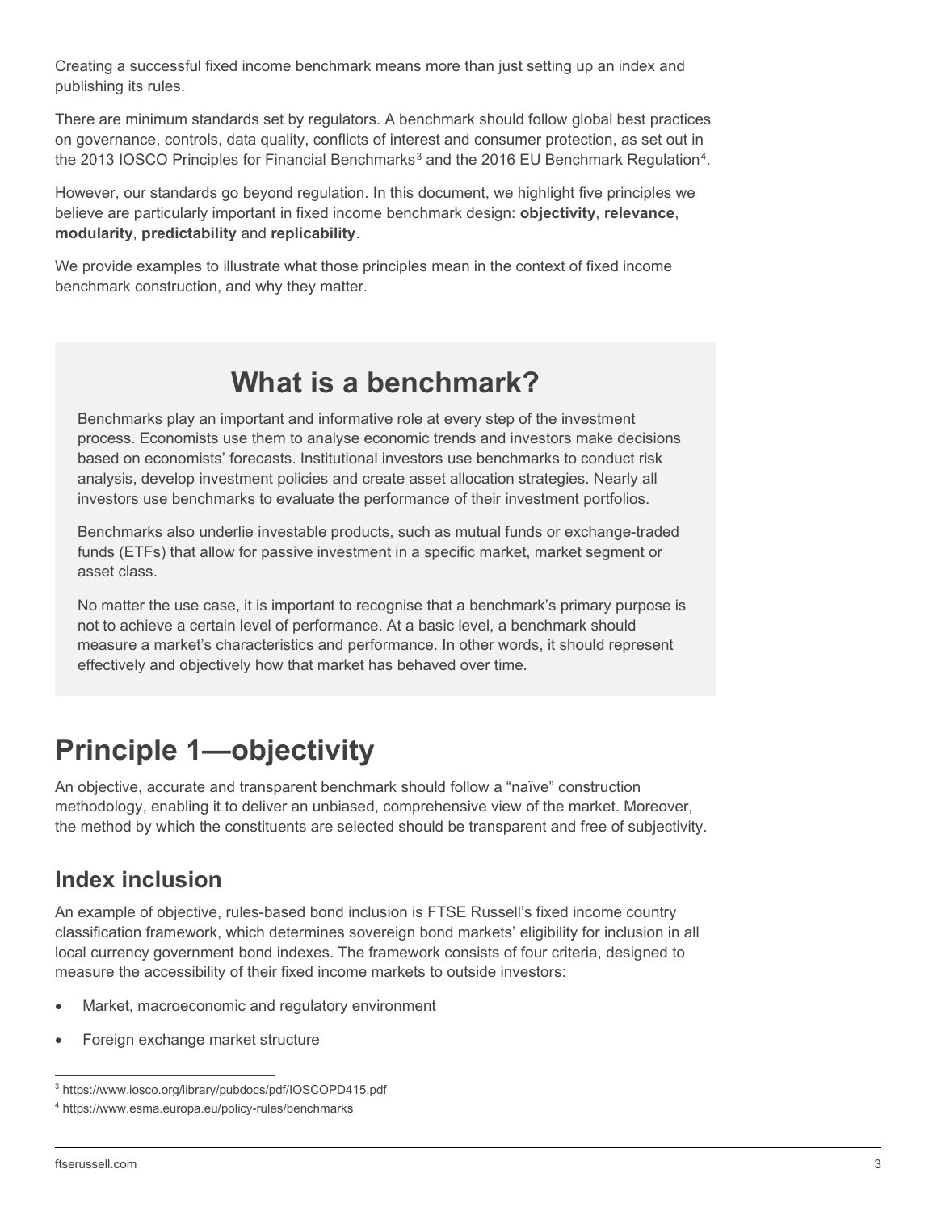Creating a successful fixed income benchmark means more than just setting up an index and publishing its rules.

There are minimum standards set by regulators. A benchmark should follow global best practices on governance, controls, data quality, conflicts of interest and consumer protection, as set out in the 2013 IOSCO Principles for Financial Benchmarks[3] and the 2016 EU Benchmark Regulation[4].

However, our standards go beyond regulation. In this document, we highlight five principles we believe are particularly important in fixed income benchmark design: **objectivity**, **relevance**, **modularity**, **predictability** and **replicability**.

We provide examples to illustrate what those principles mean in the context of fixed income benchmark construction, and why they matter.

## What is a benchmark?

Benchmarks play an important and informative role at every step of the investment process. Economists use them to analyse economic trends and investors make decisions based on economists' forecasts. Institutional investors use benchmarks to conduct risk analysis, develop investment policies and create asset allocation strategies. Nearly all investors use benchmarks to evaluate the performance of their investment portfolios.

Benchmarks also underlie investable products, such as mutual funds or exchange-traded funds (ETFs) that allow for passive investment in a specific market, market segment or asset class.

No matter the use case, it is important to recognise that a benchmark's primary purpose is not to achieve a certain level of performance. At a basic level, a benchmark should measure a market's characteristics and performance. In other words, it should represent effectively and objectively how that market has behaved over time.

# Principle 1—objectivity

An objective, accurate and transparent benchmark should follow a "naïve" construction methodology, enabling it to deliver an unbiased, comprehensive view of the market. Moreover, the method by which the constituents are selected should be transparent and free of subjectivity.

## Index inclusion

An example of objective, rules-based bond inclusion is FTSE Russell's fixed income country classification framework, which determines sovereign bond markets' eligibility for inclusion in all local currency government bond indexes. The framework consists of four criteria, designed to measure the accessibility of their fixed income markets to outside investors:

- Market, macroeconomic and regulatory environment
- Foreign exchange market structure

[3] https://www.iosco.org/library/pubdocs/pdf/IOSCOPD415.pdf

[4] https://www.esma.europa.eu/policy-rules/benchmarks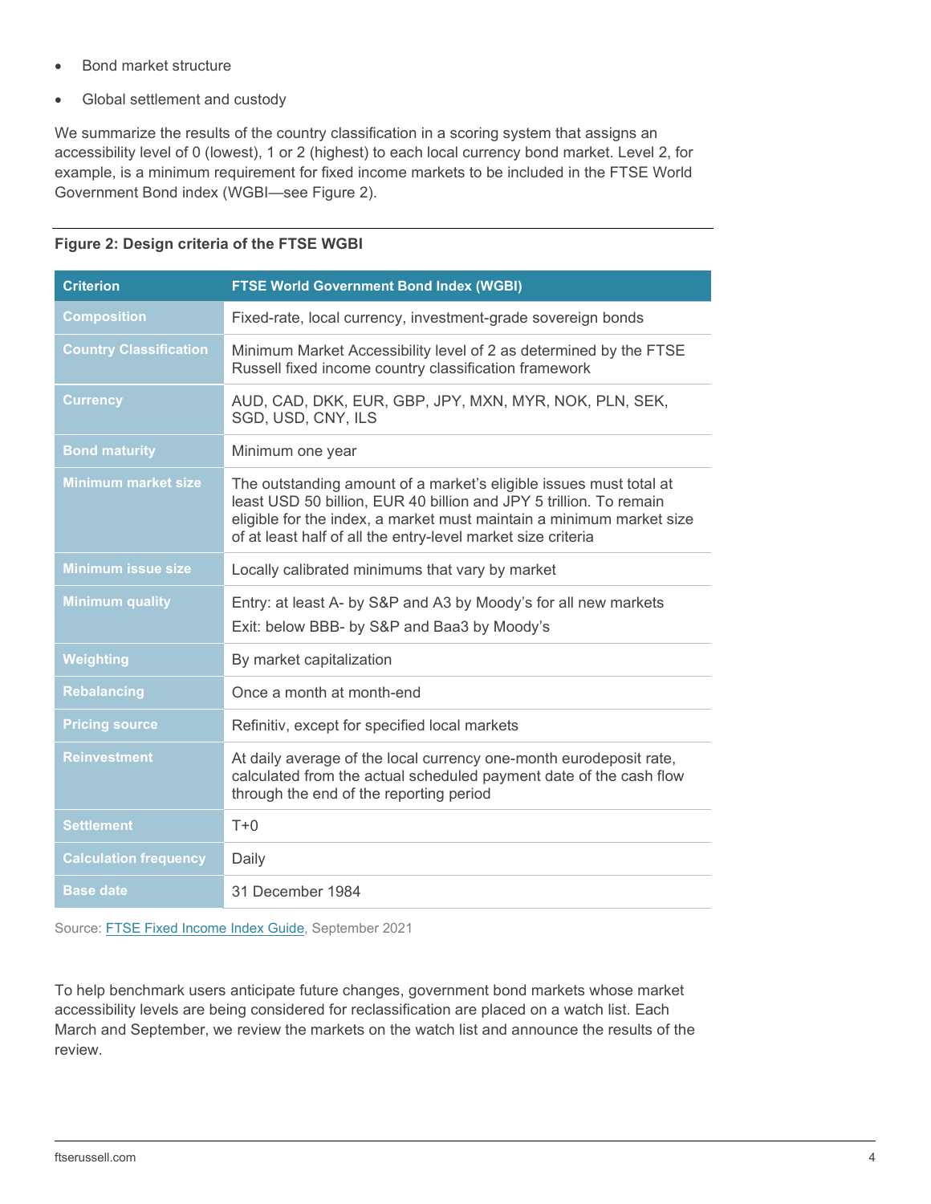- Bond market structure
- Global settlement and custody

We summarize the results of the country classification in a scoring system that assigns an accessibility level of 0 (lowest), 1 or 2 (highest) to each local currency bond market. Level 2, for example, is a minimum requirement for fixed income markets to be included in the FTSE World Government Bond index (WGBI—see Figure 2).

**Figure 2: Design criteria of the FTSE WGBI**

| Criterion | FTSE World Government Bond Index (WGBI) |
|---|---|
| Composition | Fixed-rate, local currency, investment-grade sovereign bonds |
| Country Classification | Minimum Market Accessibility level of 2 as determined by the FTSE Russell fixed income country classification framework |
| Currency | AUD, CAD, DKK, EUR, GBP, JPY, MXN, MYR, NOK, PLN, SEK, SGD, USD, CNY, ILS |
| Bond maturity | Minimum one year |
| Minimum market size | The outstanding amount of a market's eligible issues must total at least USD 50 billion, EUR 40 billion and JPY 5 trillion. To remain eligible for the index, a market must maintain a minimum market size of at least half of all the entry-level market size criteria |
| Minimum issue size | Locally calibrated minimums that vary by market |
| Minimum quality | Entry: at least A- by S&P and A3 by Moody's for all new markets<br>Exit: below BBB- by S&P and Baa3 by Moody's |
| Weighting | By market capitalization |
| Rebalancing | Once a month at month-end |
| Pricing source | Refinitiv, except for specified local markets |
| Reinvestment | At daily average of the local currency one-month eurodeposit rate, calculated from the actual scheduled payment date of the cash flow through the end of the reporting period |
| Settlement | T+0 |
| Calculation frequency | Daily |
| Base date | 31 December 1984 |

Source: FTSE Fixed Income Index Guide, September 2021

To help benchmark users anticipate future changes, government bond markets whose market accessibility levels are being considered for reclassification are placed on a watch list. Each March and September, we review the markets on the watch list and announce the results of the review.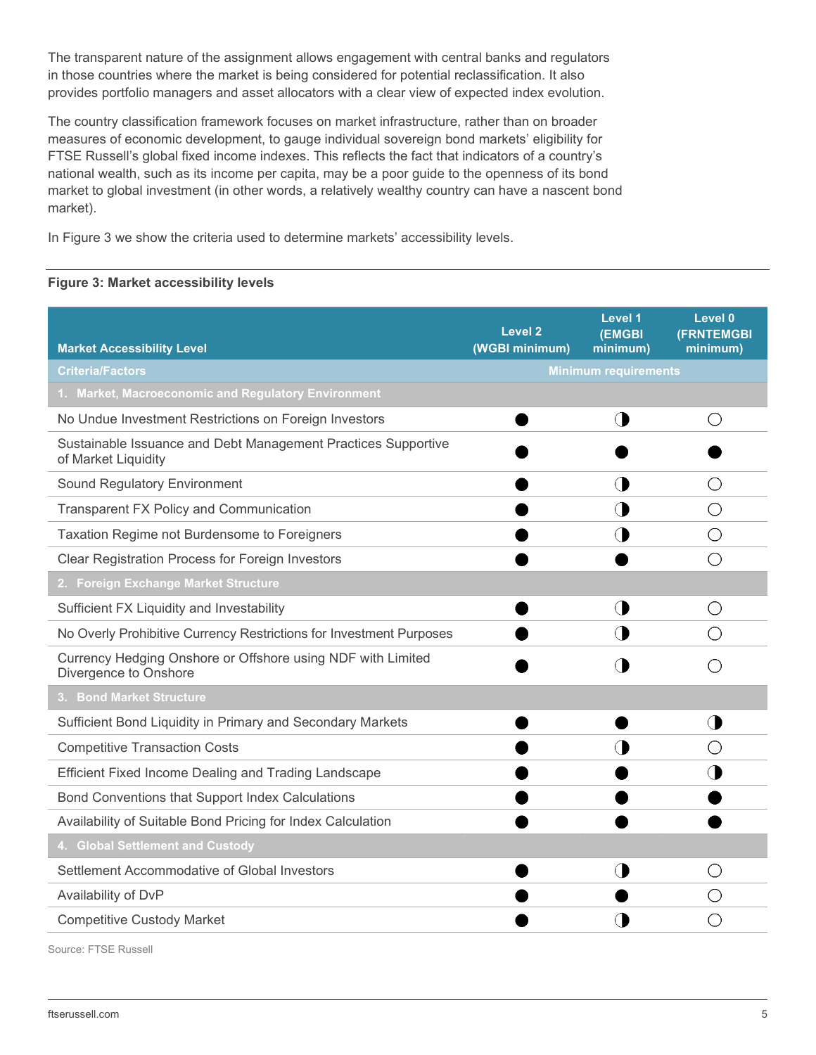The transparent nature of the assignment allows engagement with central banks and regulators in those countries where the market is being considered for potential reclassification. It also provides portfolio managers and asset allocators with a clear view of expected index evolution.

The country classification framework focuses on market infrastructure, rather than on broader measures of economic development, to gauge individual sovereign bond markets' eligibility for FTSE Russell's global fixed income indexes. This reflects the fact that indicators of a country's national wealth, such as its income per capita, may be a poor guide to the openness of its bond market to global investment (in other words, a relatively wealthy country can have a nascent bond market).

In Figure 3 we show the criteria used to determine markets' accessibility levels.

**Figure 3: Market accessibility levels**

| Market Accessibility Level | Level 2 (WGBI minimum) | Level 1 (EMGBI minimum) | Level 0 (FRNTEMGBI minimum) |
|---|---|---|---|
| **Criteria/Factors** | | **Minimum requirements** | |
| **1. Market, Macroeconomic and Regulatory Environment** | | | |
| No Undue Investment Restrictions on Foreign Investors | ● | ◑ | ○ |
| Sustainable Issuance and Debt Management Practices Supportive of Market Liquidity | ● | ● | ● |
| Sound Regulatory Environment | ● | ◑ | ○ |
| Transparent FX Policy and Communication | ● | ◑ | ○ |
| Taxation Regime not Burdensome to Foreigners | ● | ◑ | ○ |
| Clear Registration Process for Foreign Investors | ● | ● | ○ |
| **2. Foreign Exchange Market Structure** | | | |
| Sufficient FX Liquidity and Investability | ● | ◑ | ○ |
| No Overly Prohibitive Currency Restrictions for Investment Purposes | ● | ◑ | ○ |
| Currency Hedging Onshore or Offshore using NDF with Limited Divergence to Onshore | ● | ◑ | ○ |
| **3. Bond Market Structure** | | | |
| Sufficient Bond Liquidity in Primary and Secondary Markets | ● | ● | ◑ |
| Competitive Transaction Costs | ● | ◑ | ○ |
| Efficient Fixed Income Dealing and Trading Landscape | ● | ● | ◑ |
| Bond Conventions that Support Index Calculations | ● | ● | ● |
| Availability of Suitable Bond Pricing for Index Calculation | ● | ● | ● |
| **4. Global Settlement and Custody** | | | |
| Settlement Accommodative of Global Investors | ● | ◑ | ○ |
| Availability of DvP | ● | ● | ○ |
| Competitive Custody Market | ● | ◑ | ○ |

Source: FTSE Russell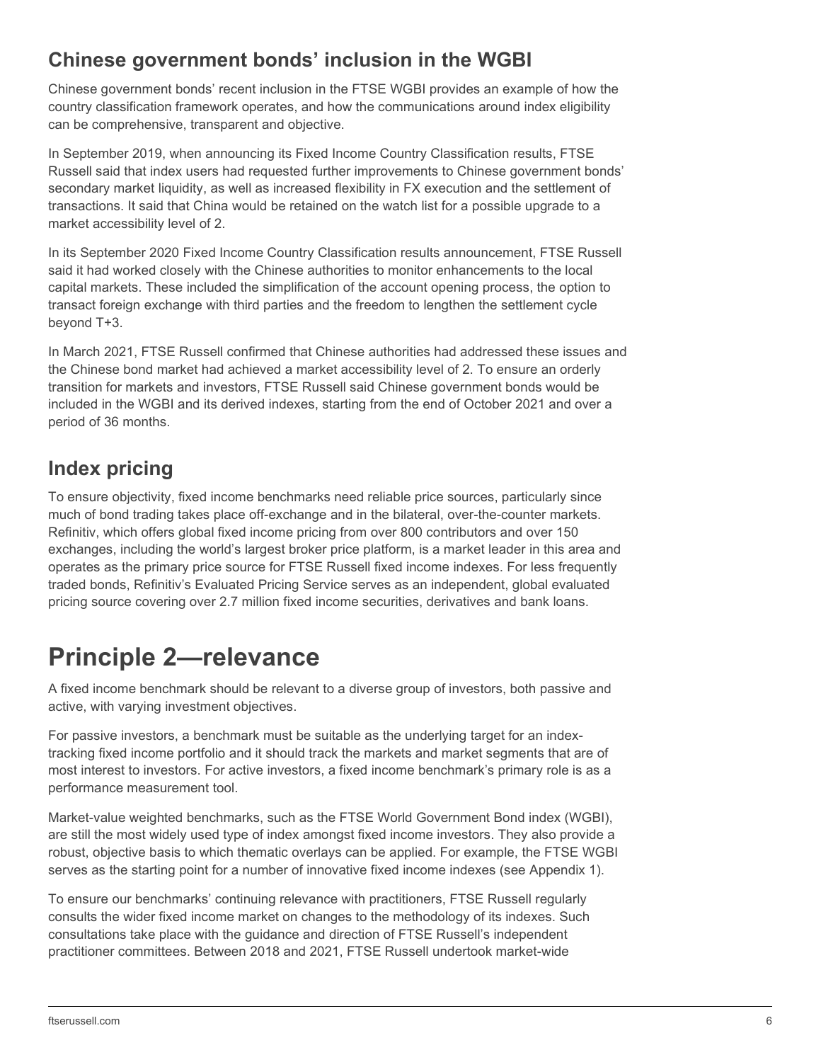## Chinese government bonds' inclusion in the WGBI

Chinese government bonds' recent inclusion in the FTSE WGBI provides an example of how the country classification framework operates, and how the communications around index eligibility can be comprehensive, transparent and objective.

In September 2019, when announcing its Fixed Income Country Classification results, FTSE Russell said that index users had requested further improvements to Chinese government bonds' secondary market liquidity, as well as increased flexibility in FX execution and the settlement of transactions. It said that China would be retained on the watch list for a possible upgrade to a market accessibility level of 2.

In its September 2020 Fixed Income Country Classification results announcement, FTSE Russell said it had worked closely with the Chinese authorities to monitor enhancements to the local capital markets. These included the simplification of the account opening process, the option to transact foreign exchange with third parties and the freedom to lengthen the settlement cycle beyond T+3.

In March 2021, FTSE Russell confirmed that Chinese authorities had addressed these issues and the Chinese bond market had achieved a market accessibility level of 2. To ensure an orderly transition for markets and investors, FTSE Russell said Chinese government bonds would be included in the WGBI and its derived indexes, starting from the end of October 2021 and over a period of 36 months.

## Index pricing

To ensure objectivity, fixed income benchmarks need reliable price sources, particularly since much of bond trading takes place off-exchange and in the bilateral, over-the-counter markets. Refinitiv, which offers global fixed income pricing from over 800 contributors and over 150 exchanges, including the world's largest broker price platform, is a market leader in this area and operates as the primary price source for FTSE Russell fixed income indexes. For less frequently traded bonds, Refinitiv's Evaluated Pricing Service serves as an independent, global evaluated pricing source covering over 2.7 million fixed income securities, derivatives and bank loans.

# Principle 2—relevance

A fixed income benchmark should be relevant to a diverse group of investors, both passive and active, with varying investment objectives.

For passive investors, a benchmark must be suitable as the underlying target for an index-tracking fixed income portfolio and it should track the markets and market segments that are of most interest to investors. For active investors, a fixed income benchmark's primary role is as a performance measurement tool.

Market-value weighted benchmarks, such as the FTSE World Government Bond index (WGBI), are still the most widely used type of index amongst fixed income investors. They also provide a robust, objective basis to which thematic overlays can be applied. For example, the FTSE WGBI serves as the starting point for a number of innovative fixed income indexes (see Appendix 1).

To ensure our benchmarks' continuing relevance with practitioners, FTSE Russell regularly consults the wider fixed income market on changes to the methodology of its indexes. Such consultations take place with the guidance and direction of FTSE Russell's independent practitioner committees. Between 2018 and 2021, FTSE Russell undertook market-wide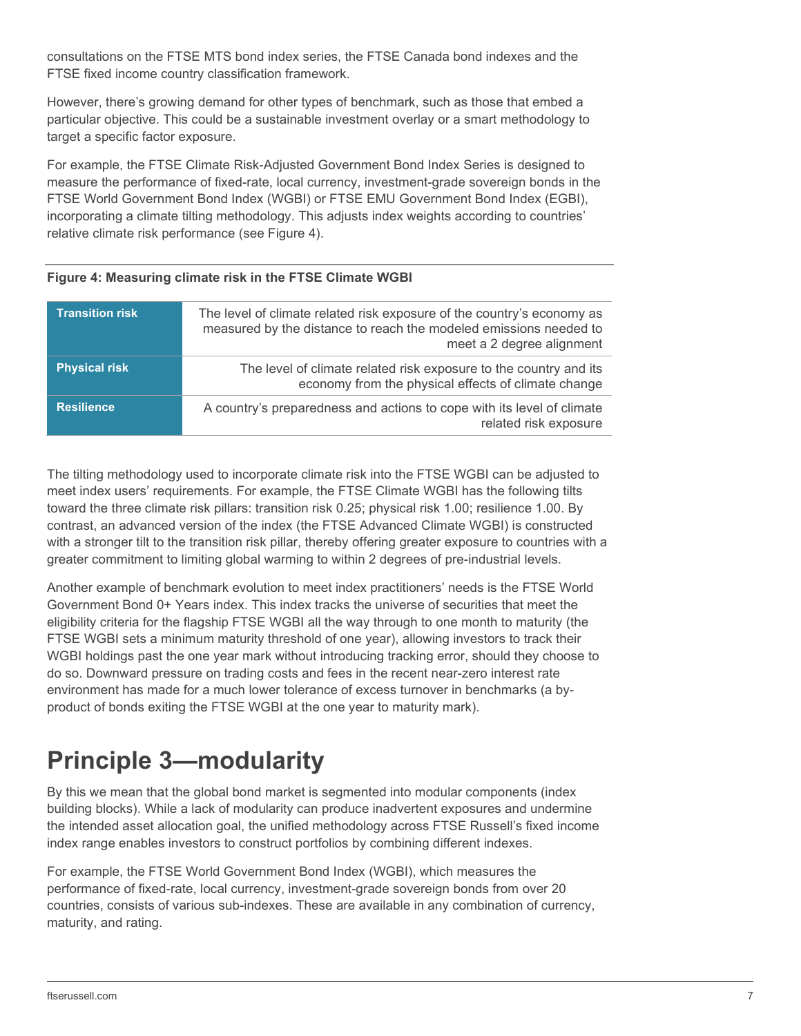consultations on the FTSE MTS bond index series, the FTSE Canada bond indexes and the FTSE fixed income country classification framework.

However, there's growing demand for other types of benchmark, such as those that embed a particular objective. This could be a sustainable investment overlay or a smart methodology to target a specific factor exposure.

For example, the FTSE Climate Risk-Adjusted Government Bond Index Series is designed to measure the performance of fixed-rate, local currency, investment-grade sovereign bonds in the FTSE World Government Bond Index (WGBI) or FTSE EMU Government Bond Index (EGBI), incorporating a climate tilting methodology. This adjusts index weights according to countries' relative climate risk performance (see Figure 4).

**Figure 4: Measuring climate risk in the FTSE Climate WGBI**

| | |
|---|---|
| **Transition risk** | The level of climate related risk exposure of the country's economy as measured by the distance to reach the modeled emissions needed to meet a 2 degree alignment |
| **Physical risk** | The level of climate related risk exposure to the country and its economy from the physical effects of climate change |
| **Resilience** | A country's preparedness and actions to cope with its level of climate related risk exposure |

The tilting methodology used to incorporate climate risk into the FTSE WGBI can be adjusted to meet index users' requirements. For example, the FTSE Climate WGBI has the following tilts toward the three climate risk pillars: transition risk 0.25; physical risk 1.00; resilience 1.00. By contrast, an advanced version of the index (the FTSE Advanced Climate WGBI) is constructed with a stronger tilt to the transition risk pillar, thereby offering greater exposure to countries with a greater commitment to limiting global warming to within 2 degrees of pre-industrial levels.

Another example of benchmark evolution to meet index practitioners' needs is the FTSE World Government Bond 0+ Years index. This index tracks the universe of securities that meet the eligibility criteria for the flagship FTSE WGBI all the way through to one month to maturity (the FTSE WGBI sets a minimum maturity threshold of one year), allowing investors to track their WGBI holdings past the one year mark without introducing tracking error, should they choose to do so. Downward pressure on trading costs and fees in the recent near-zero interest rate environment has made for a much lower tolerance of excess turnover in benchmarks (a by-product of bonds exiting the FTSE WGBI at the one year to maturity mark).

# Principle 3—modularity

By this we mean that the global bond market is segmented into modular components (index building blocks). While a lack of modularity can produce inadvertent exposures and undermine the intended asset allocation goal, the unified methodology across FTSE Russell's fixed income index range enables investors to construct portfolios by combining different indexes.

For example, the FTSE World Government Bond Index (WGBI), which measures the performance of fixed-rate, local currency, investment-grade sovereign bonds from over 20 countries, consists of various sub-indexes. These are available in any combination of currency, maturity, and rating.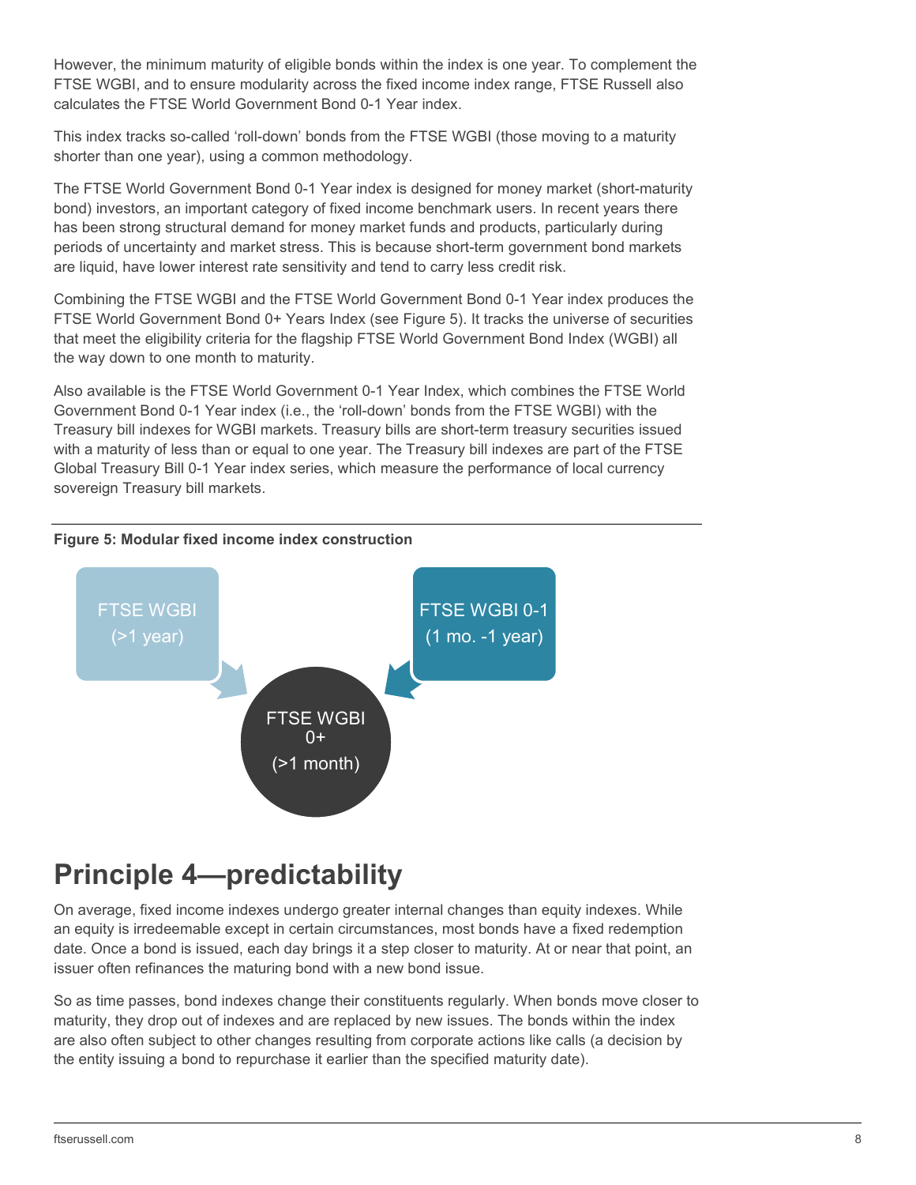However, the minimum maturity of eligible bonds within the index is one year. To complement the FTSE WGBI, and to ensure modularity across the fixed income index range, FTSE Russell also calculates the FTSE World Government Bond 0-1 Year index.

This index tracks so-called 'roll-down' bonds from the FTSE WGBI (those moving to a maturity shorter than one year), using a common methodology.

The FTSE World Government Bond 0-1 Year index is designed for money market (short-maturity bond) investors, an important category of fixed income benchmark users. In recent years there has been strong structural demand for money market funds and products, particularly during periods of uncertainty and market stress. This is because short-term government bond markets are liquid, have lower interest rate sensitivity and tend to carry less credit risk.

Combining the FTSE WGBI and the FTSE World Government Bond 0-1 Year index produces the FTSE World Government Bond 0+ Years Index (see Figure 5). It tracks the universe of securities that meet the eligibility criteria for the flagship FTSE World Government Bond Index (WGBI) all the way down to one month to maturity.

Also available is the FTSE World Government 0-1 Year Index, which combines the FTSE World Government Bond 0-1 Year index (i.e., the 'roll-down' bonds from the FTSE WGBI) with the Treasury bill indexes for WGBI markets. Treasury bills are short-term treasury securities issued with a maturity of less than or equal to one year. The Treasury bill indexes are part of the FTSE Global Treasury Bill 0-1 Year index series, which measure the performance of local currency sovereign Treasury bill markets.

**Figure 5: Modular fixed income index construction**

FTSE WGBI (>1 year)

FTSE WGBI 0-1 (1 mo. -1 year)

FTSE WGBI 0+ (>1 month)

# Principle 4—predictability

On average, fixed income indexes undergo greater internal changes than equity indexes. While an equity is irredeemable except in certain circumstances, most bonds have a fixed redemption date. Once a bond is issued, each day brings it a step closer to maturity. At or near that point, an issuer often refinances the maturing bond with a new bond issue.

So as time passes, bond indexes change their constituents regularly. When bonds move closer to maturity, they drop out of indexes and are replaced by new issues. The bonds within the index are also often subject to other changes resulting from corporate actions like calls (a decision by the entity issuing a bond to repurchase it earlier than the specified maturity date).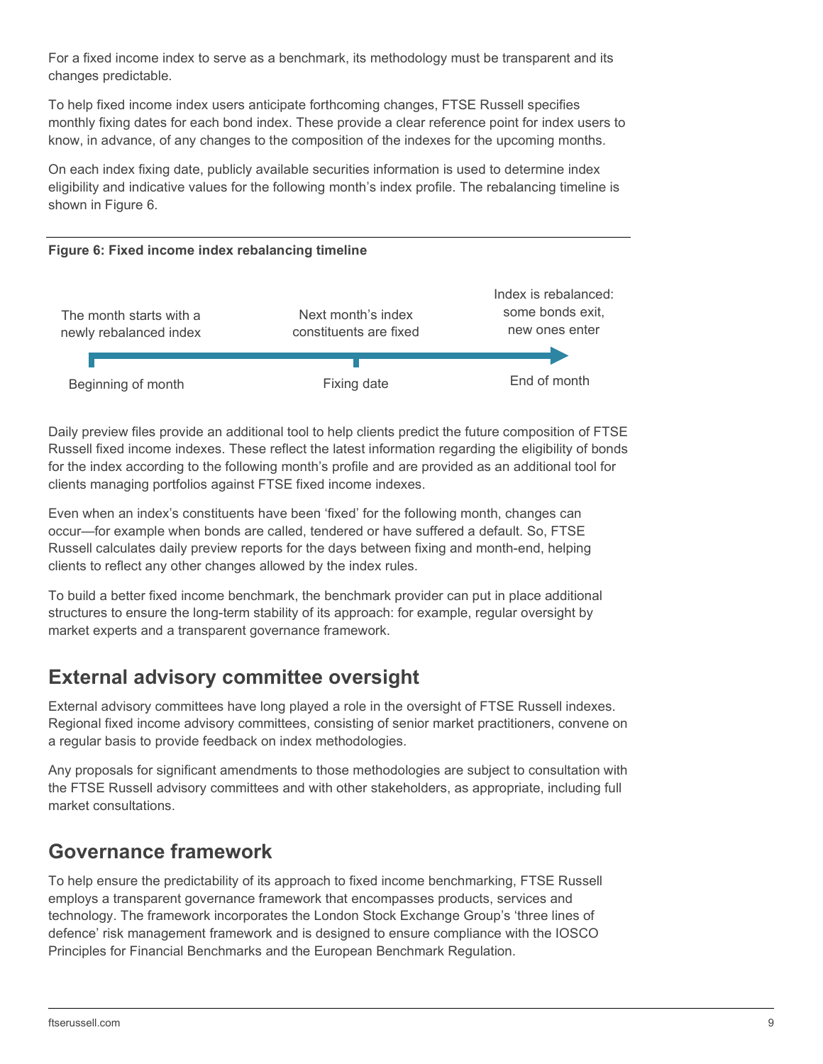For a fixed income index to serve as a benchmark, its methodology must be transparent and its changes predictable.

To help fixed income index users anticipate forthcoming changes, FTSE Russell specifies monthly fixing dates for each bond index. These provide a clear reference point for index users to know, in advance, of any changes to the composition of the indexes for the upcoming months.

On each index fixing date, publicly available securities information is used to determine index eligibility and indicative values for the following month's index profile. The rebalancing timeline is shown in Figure 6.

**Figure 6: Fixed income index rebalancing timeline**

| Beginning of month | Fixing date | End of month |
|---|---|---|
| The month starts with a newly rebalanced index | Next month's index constituents are fixed | Index is rebalanced: some bonds exit, new ones enter |

Daily preview files provide an additional tool to help clients predict the future composition of FTSE Russell fixed income indexes. These reflect the latest information regarding the eligibility of bonds for the index according to the following month's profile and are provided as an additional tool for clients managing portfolios against FTSE fixed income indexes.

Even when an index's constituents have been 'fixed' for the following month, changes can occur—for example when bonds are called, tendered or have suffered a default. So, FTSE Russell calculates daily preview reports for the days between fixing and month-end, helping clients to reflect any other changes allowed by the index rules.

To build a better fixed income benchmark, the benchmark provider can put in place additional structures to ensure the long-term stability of its approach: for example, regular oversight by market experts and a transparent governance framework.

## External advisory committee oversight

External advisory committees have long played a role in the oversight of FTSE Russell indexes. Regional fixed income advisory committees, consisting of senior market practitioners, convene on a regular basis to provide feedback on index methodologies.

Any proposals for significant amendments to those methodologies are subject to consultation with the FTSE Russell advisory committees and with other stakeholders, as appropriate, including full market consultations.

## Governance framework

To help ensure the predictability of its approach to fixed income benchmarking, FTSE Russell employs a transparent governance framework that encompasses products, services and technology. The framework incorporates the London Stock Exchange Group's 'three lines of defence' risk management framework and is designed to ensure compliance with the IOSCO Principles for Financial Benchmarks and the European Benchmark Regulation.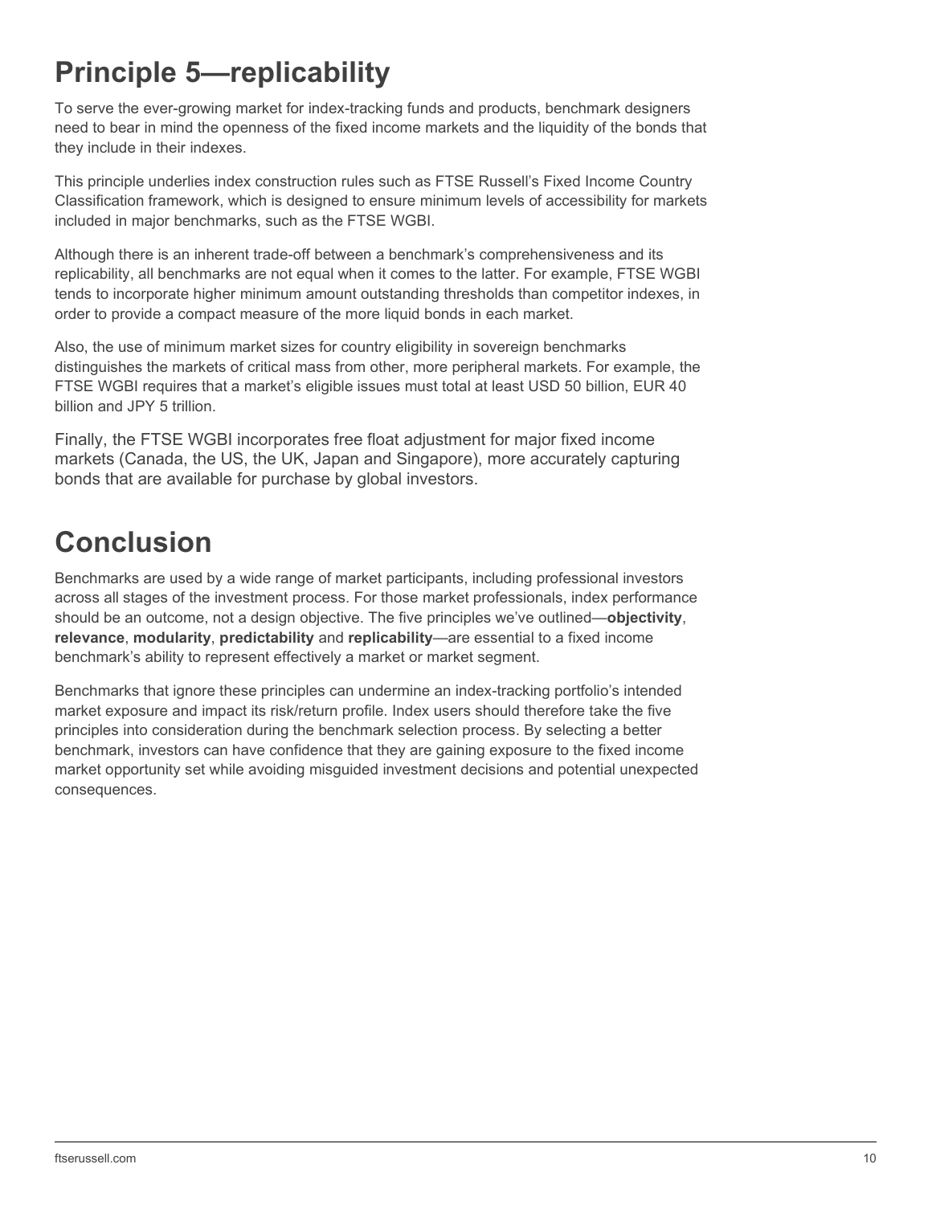## Principle 5—replicability

To serve the ever-growing market for index-tracking funds and products, benchmark designers need to bear in mind the openness of the fixed income markets and the liquidity of the bonds that they include in their indexes.

This principle underlies index construction rules such as FTSE Russell's Fixed Income Country Classification framework, which is designed to ensure minimum levels of accessibility for markets included in major benchmarks, such as the FTSE WGBI.

Although there is an inherent trade-off between a benchmark's comprehensiveness and its replicability, all benchmarks are not equal when it comes to the latter. For example, FTSE WGBI tends to incorporate higher minimum amount outstanding thresholds than competitor indexes, in order to provide a compact measure of the more liquid bonds in each market.

Also, the use of minimum market sizes for country eligibility in sovereign benchmarks distinguishes the markets of critical mass from other, more peripheral markets. For example, the FTSE WGBI requires that a market's eligible issues must total at least USD 50 billion, EUR 40 billion and JPY 5 trillion.

Finally, the FTSE WGBI incorporates free float adjustment for major fixed income markets (Canada, the US, the UK, Japan and Singapore), more accurately capturing bonds that are available for purchase by global investors.

## Conclusion

Benchmarks are used by a wide range of market participants, including professional investors across all stages of the investment process. For those market professionals, index performance should be an outcome, not a design objective. The five principles we've outlined—**objectivity**, **relevance**, **modularity**, **predictability** and **replicability**—are essential to a fixed income benchmark's ability to represent effectively a market or market segment.

Benchmarks that ignore these principles can undermine an index-tracking portfolio's intended market exposure and impact its risk/return profile. Index users should therefore take the five principles into consideration during the benchmark selection process. By selecting a better benchmark, investors can have confidence that they are gaining exposure to the fixed income market opportunity set while avoiding misguided investment decisions and potential unexpected consequences.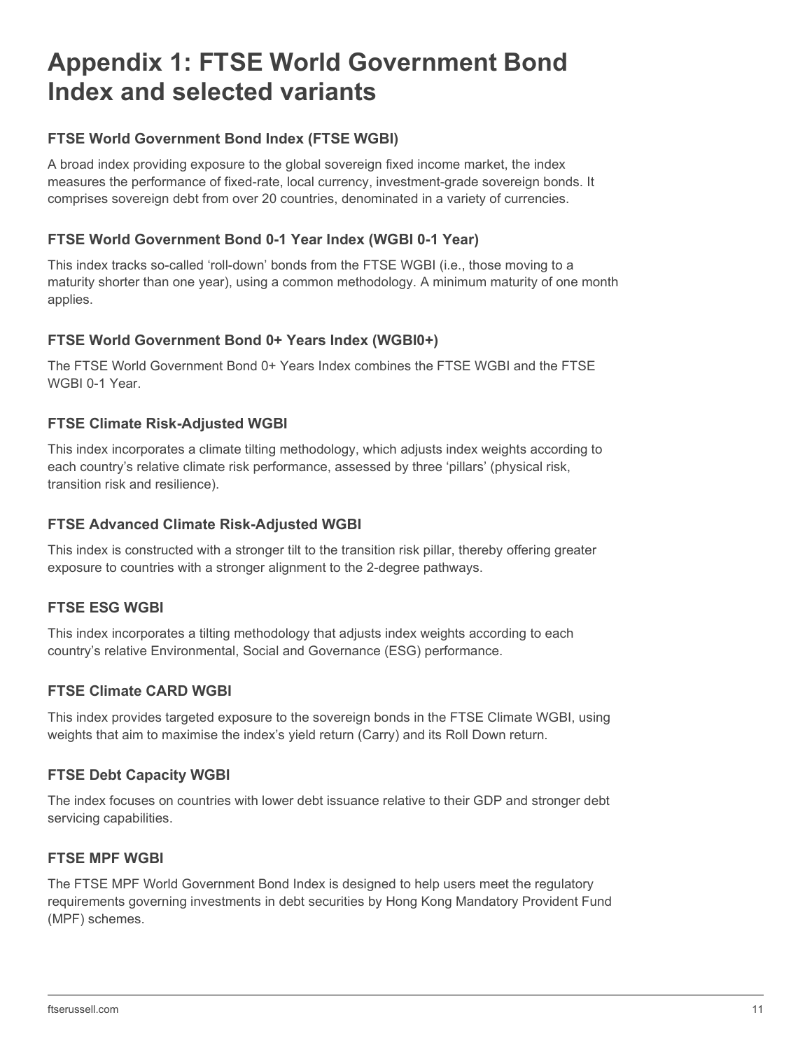# Appendix 1: FTSE World Government Bond Index and selected variants

### FTSE World Government Bond Index (FTSE WGBI)

A broad index providing exposure to the global sovereign fixed income market, the index measures the performance of fixed-rate, local currency, investment-grade sovereign bonds. It comprises sovereign debt from over 20 countries, denominated in a variety of currencies.

### FTSE World Government Bond 0-1 Year Index (WGBI 0-1 Year)

This index tracks so-called 'roll-down' bonds from the FTSE WGBI (i.e., those moving to a maturity shorter than one year), using a common methodology. A minimum maturity of one month applies.

### FTSE World Government Bond 0+ Years Index (WGBI0+)

The FTSE World Government Bond 0+ Years Index combines the FTSE WGBI and the FTSE WGBI 0-1 Year.

### FTSE Climate Risk-Adjusted WGBI

This index incorporates a climate tilting methodology, which adjusts index weights according to each country's relative climate risk performance, assessed by three 'pillars' (physical risk, transition risk and resilience).

### FTSE Advanced Climate Risk-Adjusted WGBI

This index is constructed with a stronger tilt to the transition risk pillar, thereby offering greater exposure to countries with a stronger alignment to the 2-degree pathways.

### FTSE ESG WGBI

This index incorporates a tilting methodology that adjusts index weights according to each country's relative Environmental, Social and Governance (ESG) performance.

### FTSE Climate CARD WGBI

This index provides targeted exposure to the sovereign bonds in the FTSE Climate WGBI, using weights that aim to maximise the index's yield return (Carry) and its Roll Down return.

### FTSE Debt Capacity WGBI

The index focuses on countries with lower debt issuance relative to their GDP and stronger debt servicing capabilities.

### FTSE MPF WGBI

The FTSE MPF World Government Bond Index is designed to help users meet the regulatory requirements governing investments in debt securities by Hong Kong Mandatory Provident Fund (MPF) schemes.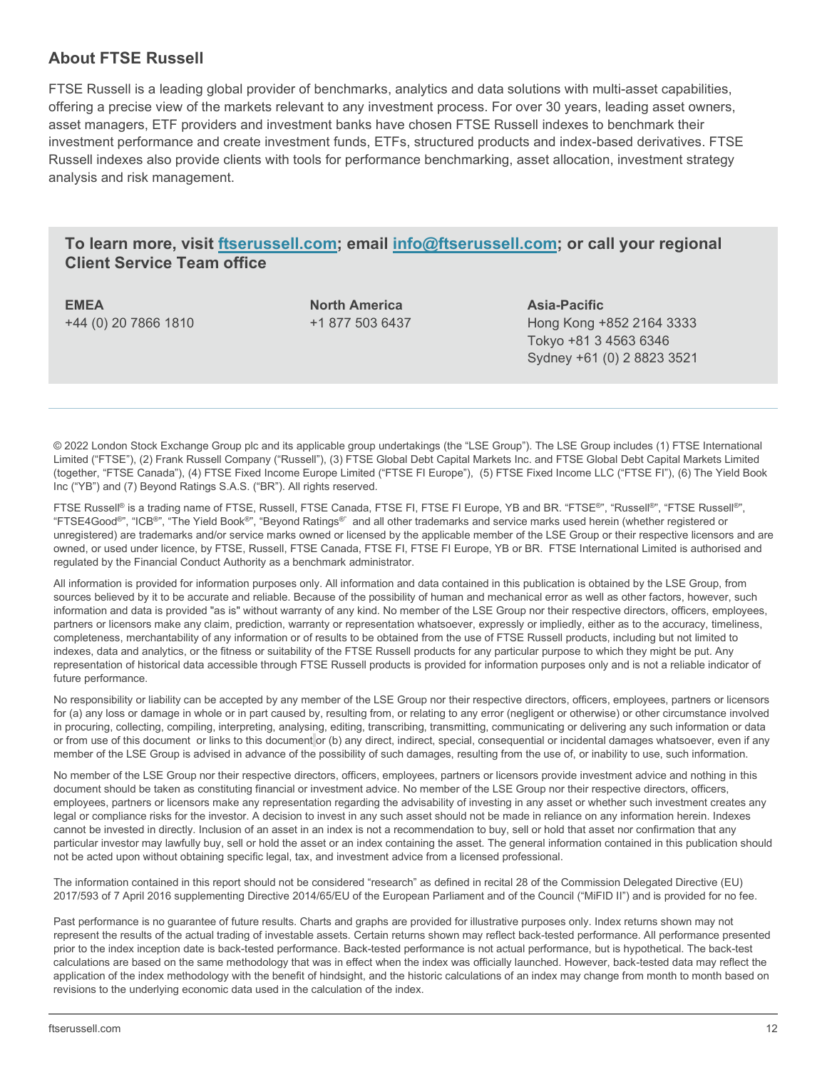## About FTSE Russell

FTSE Russell is a leading global provider of benchmarks, analytics and data solutions with multi-asset capabilities, offering a precise view of the markets relevant to any investment process. For over 30 years, leading asset owners, asset managers, ETF providers and investment banks have chosen FTSE Russell indexes to benchmark their investment performance and create investment funds, ETFs, structured products and index-based derivatives. FTSE Russell indexes also provide clients with tools for performance benchmarking, asset allocation, investment strategy analysis and risk management.

**To learn more, visit [ftserussell.com](https://www.ftserussell.com); email [info@ftserussell.com](mailto:info@ftserussell.com); or call your regional Client Service Team office**

**EMEA**
+44 (0) 20 7866 1810

**North America**
+1 877 503 6437

**Asia-Pacific**
Hong Kong +852 2164 3333
Tokyo +81 3 4563 6346
Sydney +61 (0) 2 8823 3521

© 2022 London Stock Exchange Group plc and its applicable group undertakings (the "LSE Group"). The LSE Group includes (1) FTSE International Limited ("FTSE"), (2) Frank Russell Company ("Russell"), (3) FTSE Global Debt Capital Markets Inc. and FTSE Global Debt Capital Markets Limited (together, "FTSE Canada"), (4) FTSE Fixed Income Europe Limited ("FTSE FI Europe"), (5) FTSE Fixed Income LLC ("FTSE FI"), (6) The Yield Book Inc ("YB") and (7) Beyond Ratings S.A.S. ("BR"). All rights reserved.

FTSE Russell® is a trading name of FTSE, Russell, FTSE Canada, FTSE FI, FTSE FI Europe, YB and BR. "FTSE®", "Russell®", "FTSE Russell®", "FTSE4Good®", "ICB®", "The Yield Book®", "Beyond Ratings®" and all other trademarks and service marks used herein (whether registered or unregistered) are trademarks and/or service marks owned or licensed by the applicable member of the LSE Group or their respective licensors and are owned, or used under licence, by FTSE, Russell, FTSE Canada, FTSE FI, FTSE FI Europe, YB or BR. FTSE International Limited is authorised and regulated by the Financial Conduct Authority as a benchmark administrator.

All information is provided for information purposes only. All information and data contained in this publication is obtained by the LSE Group, from sources believed by it to be accurate and reliable. Because of the possibility of human and mechanical error as well as other factors, however, such information and data is provided "as is" without warranty of any kind. No member of the LSE Group nor their respective directors, officers, employees, partners or licensors make any claim, prediction, warranty or representation whatsoever, expressly or impliedly, either as to the accuracy, timeliness, completeness, merchantability of any information or of results to be obtained from the use of FTSE Russell products, including but not limited to indexes, data and analytics, or the fitness or suitability of the FTSE Russell products for any particular purpose to which they might be put. Any representation of historical data accessible through FTSE Russell products is provided for information purposes only and is not a reliable indicator of future performance.

No responsibility or liability can be accepted by any member of the LSE Group nor their respective directors, officers, employees, partners or licensors for (a) any loss or damage in whole or in part caused by, resulting from, or relating to any error (negligent or otherwise) or other circumstance involved in procuring, collecting, compiling, interpreting, analysing, editing, transcribing, transmitting, communicating or delivering any such information or data or from use of this document or links to this document or (b) any direct, indirect, special, consequential or incidental damages whatsoever, even if any member of the LSE Group is advised in advance of the possibility of such damages, resulting from the use of, or inability to use, such information.

No member of the LSE Group nor their respective directors, officers, employees, partners or licensors provide investment advice and nothing in this document should be taken as constituting financial or investment advice. No member of the LSE Group nor their respective directors, officers, employees, partners or licensors make any representation regarding the advisability of investing in any asset or whether such investment creates any legal or compliance risks for the investor. A decision to invest in any such asset should not be made in reliance on any information herein. Indexes cannot be invested in directly. Inclusion of an asset in an index is not a recommendation to buy, sell or hold that asset nor confirmation that any particular investor may lawfully buy, sell or hold the asset or an index containing the asset. The general information contained in this publication should not be acted upon without obtaining specific legal, tax, and investment advice from a licensed professional.

The information contained in this report should not be considered "research" as defined in recital 28 of the Commission Delegated Directive (EU) 2017/593 of 7 April 2016 supplementing Directive 2014/65/EU of the European Parliament and of the Council ("MiFID II") and is provided for no fee.

Past performance is no guarantee of future results. Charts and graphs are provided for illustrative purposes only. Index returns shown may not represent the results of the actual trading of investable assets. Certain returns shown may reflect back-tested performance. All performance presented prior to the index inception date is back-tested performance. Back-tested performance is not actual performance, but is hypothetical. The back-test calculations are based on the same methodology that was in effect when the index was officially launched. However, back-tested data may reflect the application of the index methodology with the benefit of hindsight, and the historic calculations of an index may change from month to month based on revisions to the underlying economic data used in the calculation of the index.